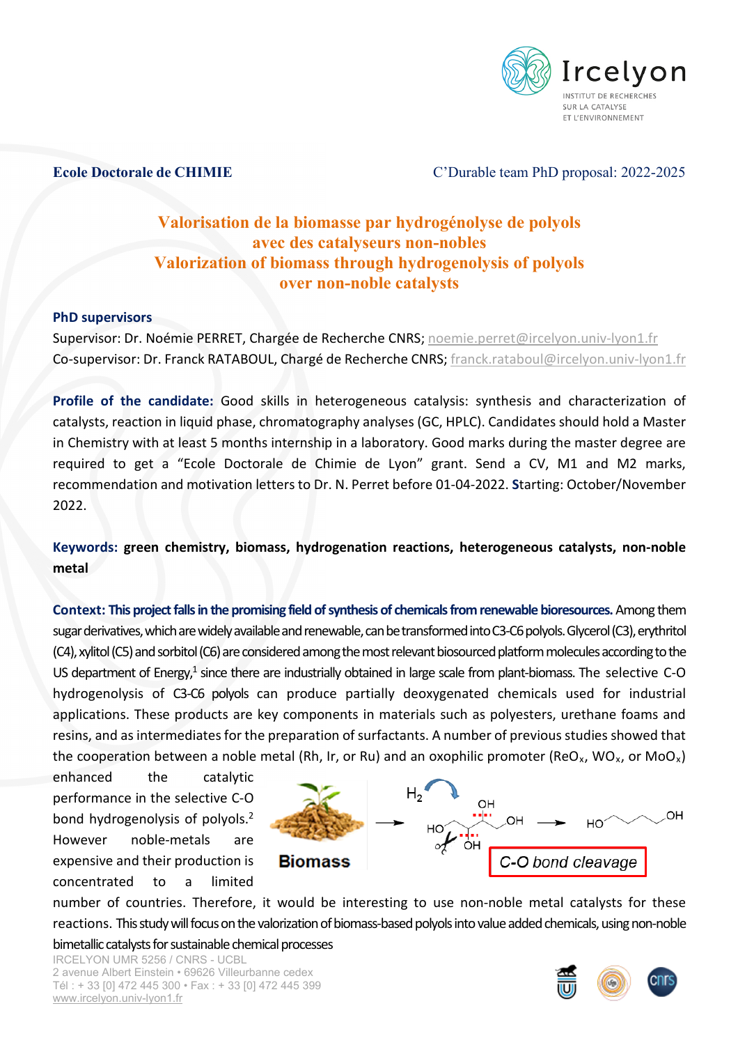**Ecole Doctorale de CHIMIE** C'Durable team PhD proposal: 2022-2025

# Valorisation de la biomasse par hydrogénolyse de polyols avec des catalyseurs non-nobles
# Valorization of biomass through hydrogenolysis of polyols over non-noble catalysts

**PhD supervisors**

Supervisor: Dr. Noémie PERRET, Chargée de Recherche CNRS; noemie.perret@ircelyon.univ-lyon1.fr

Co-supervisor: Dr. Franck RATABOUL, Chargé de Recherche CNRS; franck.rataboul@ircelyon.univ-lyon1.fr

**Profile of the candidate:** Good skills in heterogeneous catalysis: synthesis and characterization of catalysts, reaction in liquid phase, chromatography analyses (GC, HPLC). Candidates should hold a Master in Chemistry with at least 5 months internship in a laboratory. Good marks during the master degree are required to get a "Ecole Doctorale de Chimie de Lyon" grant. Send a CV, M1 and M2 marks, recommendation and motivation letters to Dr. N. Perret before 01-04-2022. **S**tarting: October/November 2022.

**Keywords: green chemistry, biomass, hydrogenation reactions, heterogeneous catalysts, non-noble metal**

**Context: This project falls in the promising field of synthesis of chemicals from renewable bioresources.** Among them sugar derivatives, which are widely available and renewable, can be transformed into C3-C6 polyols. Glycerol (C3), erythritol (C4), xylitol (C5) and sorbitol (C6) are considered among the most relevant biosourced platform molecules according to the US department of Energy,[1] since there are industrially obtained in large scale from plant-biomass. The selective C-O hydrogenolysis of C3-C6 polyols can produce partially deoxygenated chemicals used for industrial applications. These products are key components in materials such as polyesters, urethane foams and resins, and as intermediates for the preparation of surfactants. A number of previous studies showed that the cooperation between a noble metal (Rh, Ir, or Ru) and an oxophilic promoter ($ReO_x$, $WO_x$, or $MoO_x$) enhanced the catalytic performance in the selective C-O bond hydrogenolysis of polyols.[2] However noble-metals are expensive and their production is concentrated to a limited number of countries. Therefore, it would be interesting to use non-noble metal catalysts for these reactions. This study will focus on the valorization of biomass-based polyols into value added chemicals, using non-noble bimetallic catalysts for sustainable chemical processes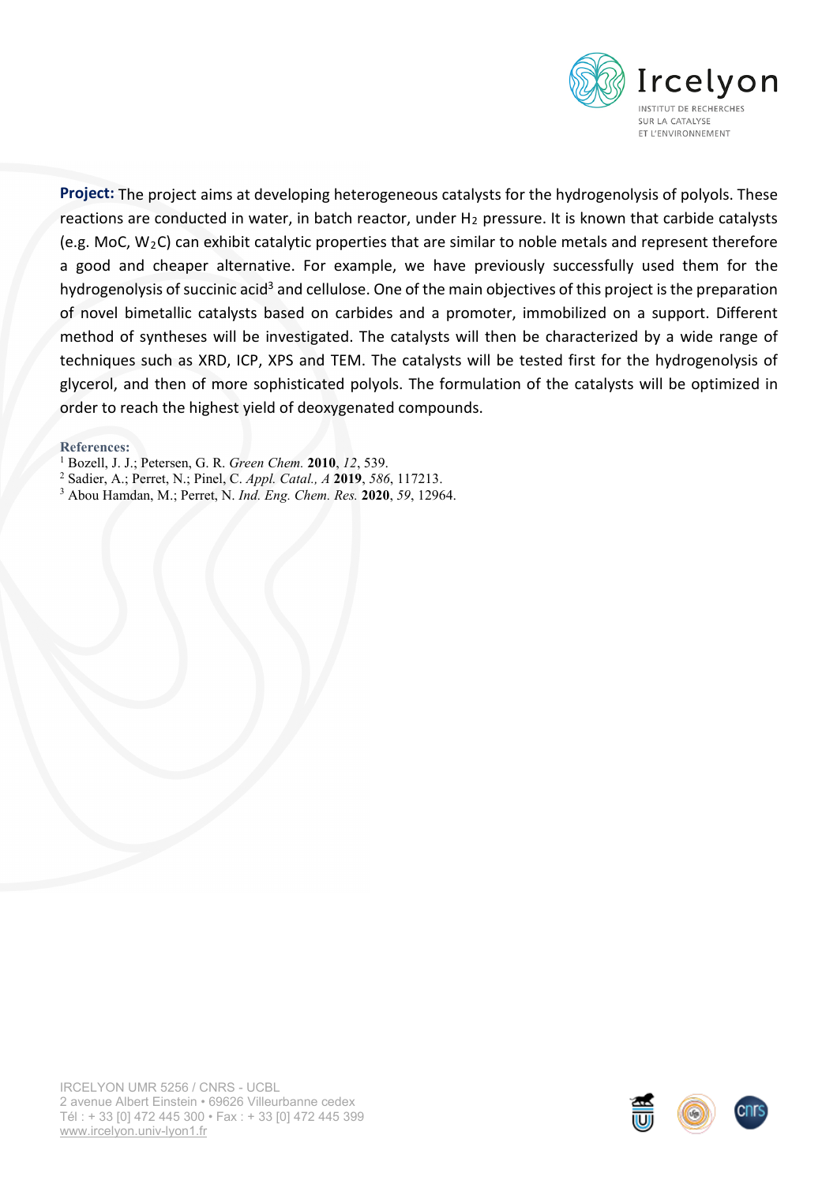**Project:** The project aims at developing heterogeneous catalysts for the hydrogenolysis of polyols. These reactions are conducted in water, in batch reactor, under $H_2$ pressure. It is known that carbide catalysts (e.g. MoC, $W_2C$) can exhibit catalytic properties that are similar to noble metals and represent therefore a good and cheaper alternative. For example, we have previously successfully used them for the hydrogenolysis of succinic acid[3] and cellulose. One of the main objectives of this project is the preparation of novel bimetallic catalysts based on carbides and a promoter, immobilized on a support. Different method of syntheses will be investigated. The catalysts will then be characterized by a wide range of techniques such as XRD, ICP, XPS and TEM. The catalysts will be tested first for the hydrogenolysis of glycerol, and then of more sophisticated polyols. The formulation of the catalysts will be optimized in order to reach the highest yield of deoxygenated compounds.

**References:**

[1] Bozell, J. J.; Petersen, G. R. *Green Chem.* **2010**, *12*, 539.
[2] Sadier, A.; Perret, N.; Pinel, C. *Appl. Catal., A* **2019**, *586*, 117213.
[3] Abou Hamdan, M.; Perret, N. *Ind. Eng. Chem. Res.* **2020**, *59*, 12964.